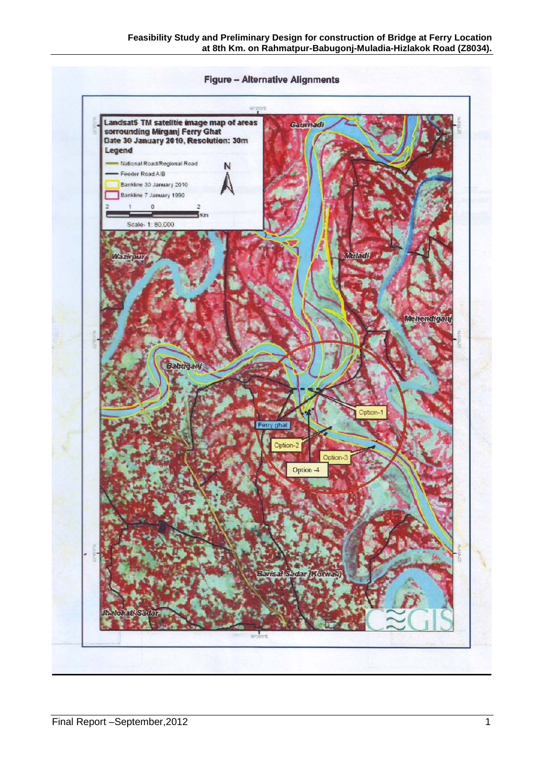**Figure – Alternative Alignments**

Landsat5 TM satellite image map of areas surrounding Mirganj Ferry Ghat
Date 30 January 2010, Resolution: 30m

Legend

- National Road/Regional Road
- Feeder Road A/B
- Bankline 30 January 2010
- Bankline 7 January 1990

Scale- 1: 80,000

Gaurnadi
Wazirpur
Muladi
Mehendiganj
Babuganj
Ferry ghat
Option-1
Option-2
Option-3
Option -4
Barisal Sadar (Kotwali)
Jhalokati Sadar
CEGIS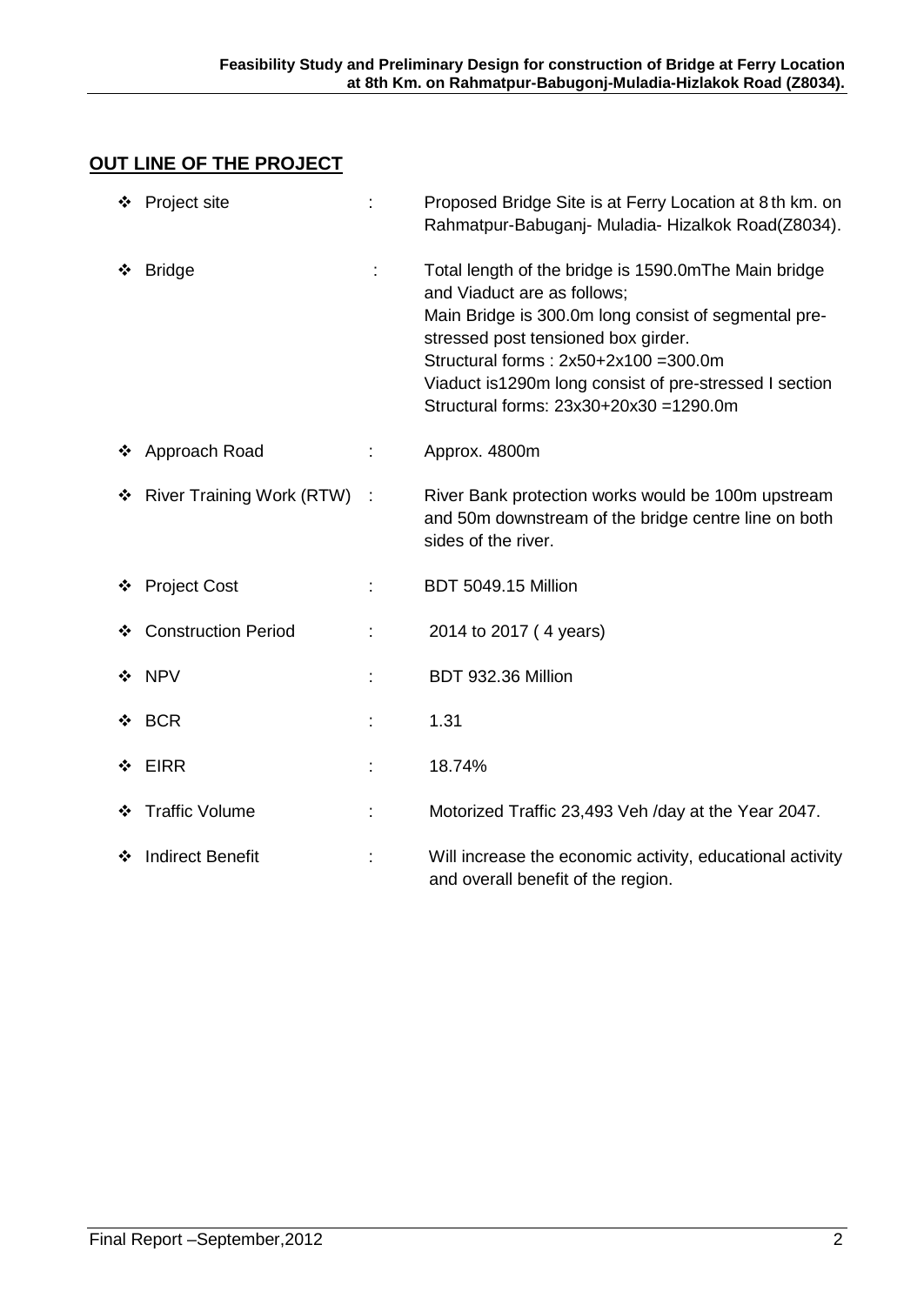## OUT LINE OF THE PROJECT

- Project site : Proposed Bridge Site is at Ferry Location at 8 th km. on Rahmatpur-Babuganj- Muladia- Hizalkok Road(Z8034).
- Bridge : Total length of the bridge is 1590.0mThe Main bridge and Viaduct are as follows;
  Main Bridge is 300.0m long consist of segmental pre-stressed post tensioned box girder.
  Structural forms : 2x50+2x100 =300.0m
  Viaduct is1290m long consist of pre-stressed I section
  Structural forms: 23x30+20x30 =1290.0m
- Approach Road : Approx. 4800m
- River Training Work (RTW) : River Bank protection works would be 100m upstream and 50m downstream of the bridge centre line on both sides of the river.
- Project Cost : BDT 5049.15 Million
- Construction Period : 2014 to 2017 ( 4 years)
- NPV : BDT 932.36 Million
- BCR : 1.31
- EIRR : 18.74%
- Traffic Volume : Motorized Traffic 23,493 Veh /day at the Year 2047.
- Indirect Benefit : Will increase the economic activity, educational activity and overall benefit of the region.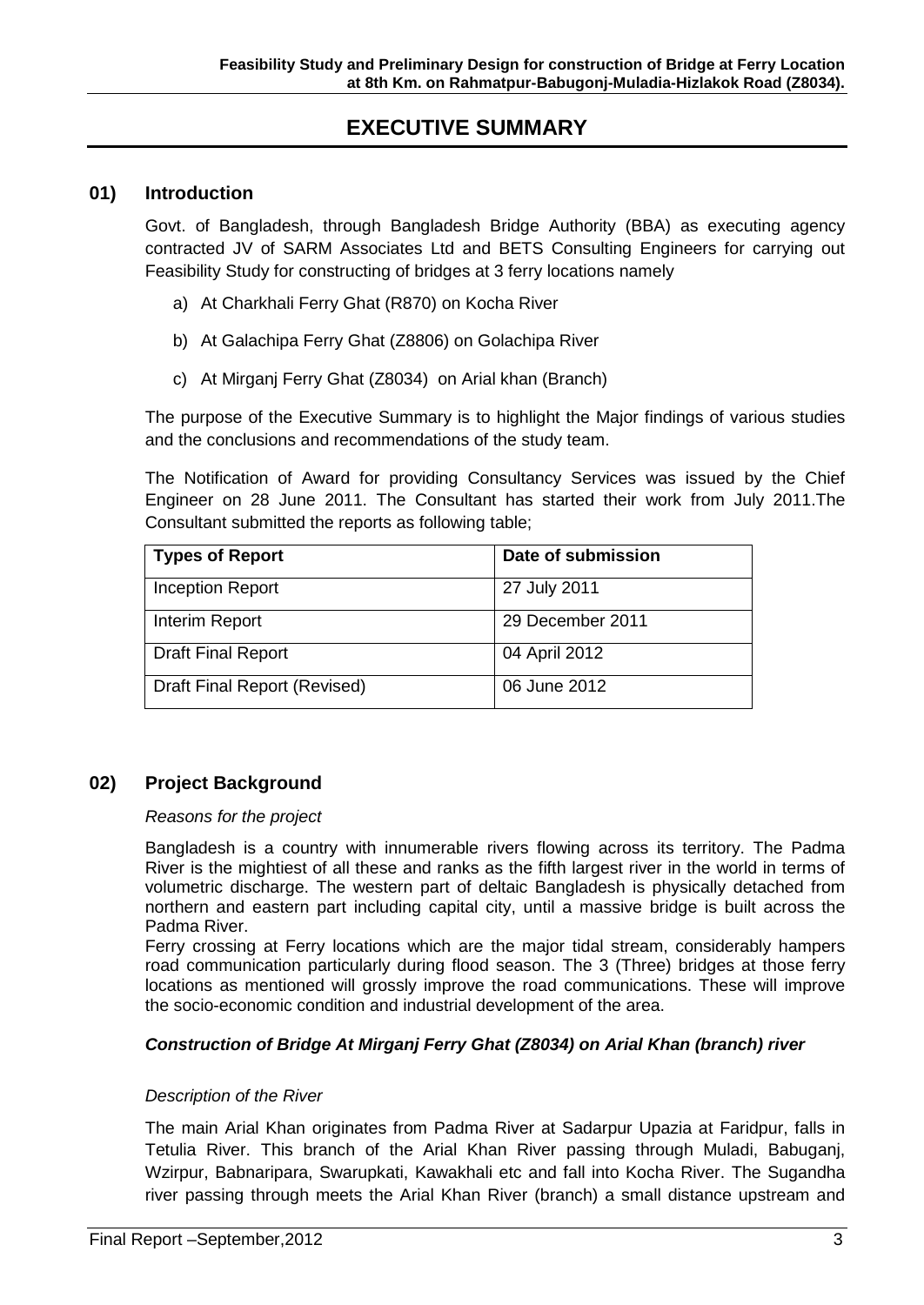# EXECUTIVE SUMMARY

## 01) Introduction

Govt. of Bangladesh, through Bangladesh Bridge Authority (BBA) as executing agency contracted JV of SARM Associates Ltd and BETS Consulting Engineers for carrying out Feasibility Study for constructing of bridges at 3 ferry locations namely

a) At Charkhali Ferry Ghat (R870) on Kocha River

b) At Galachipa Ferry Ghat (Z8806) on Golachipa River

c) At Mirganj Ferry Ghat (Z8034) on Arial khan (Branch)

The purpose of the Executive Summary is to highlight the Major findings of various studies and the conclusions and recommendations of the study team.

The Notification of Award for providing Consultancy Services was issued by the Chief Engineer on 28 June 2011. The Consultant has started their work from July 2011.The Consultant submitted the reports as following table;

| Types of Report | Date of submission |
|---|---|
| Inception Report | 27 July 2011 |
| Interim Report | 29 December 2011 |
| Draft Final Report | 04 April 2012 |
| Draft Final Report (Revised) | 06 June 2012 |

## 02) Project Background

*Reasons for the project*

Bangladesh is a country with innumerable rivers flowing across its territory. The Padma River is the mightiest of all these and ranks as the fifth largest river in the world in terms of volumetric discharge. The western part of deltaic Bangladesh is physically detached from northern and eastern part including capital city, until a massive bridge is built across the Padma River.

Ferry crossing at Ferry locations which are the major tidal stream, considerably hampers road communication particularly during flood season. The 3 (Three) bridges at those ferry locations as mentioned will grossly improve the road communications. These will improve the socio-economic condition and industrial development of the area.

***Construction of Bridge At Mirganj Ferry Ghat (Z8034) on Arial Khan (branch) river***

*Description of the River*

The main Arial Khan originates from Padma River at Sadarpur Upazia at Faridpur, falls in Tetulia River. This branch of the Arial Khan River passing through Muladi, Babuganj, Wzirpur, Babnaripara, Swarupkati, Kawakhali etc and fall into Kocha River. The Sugandha river passing through meets the Arial Khan River (branch) a small distance upstream and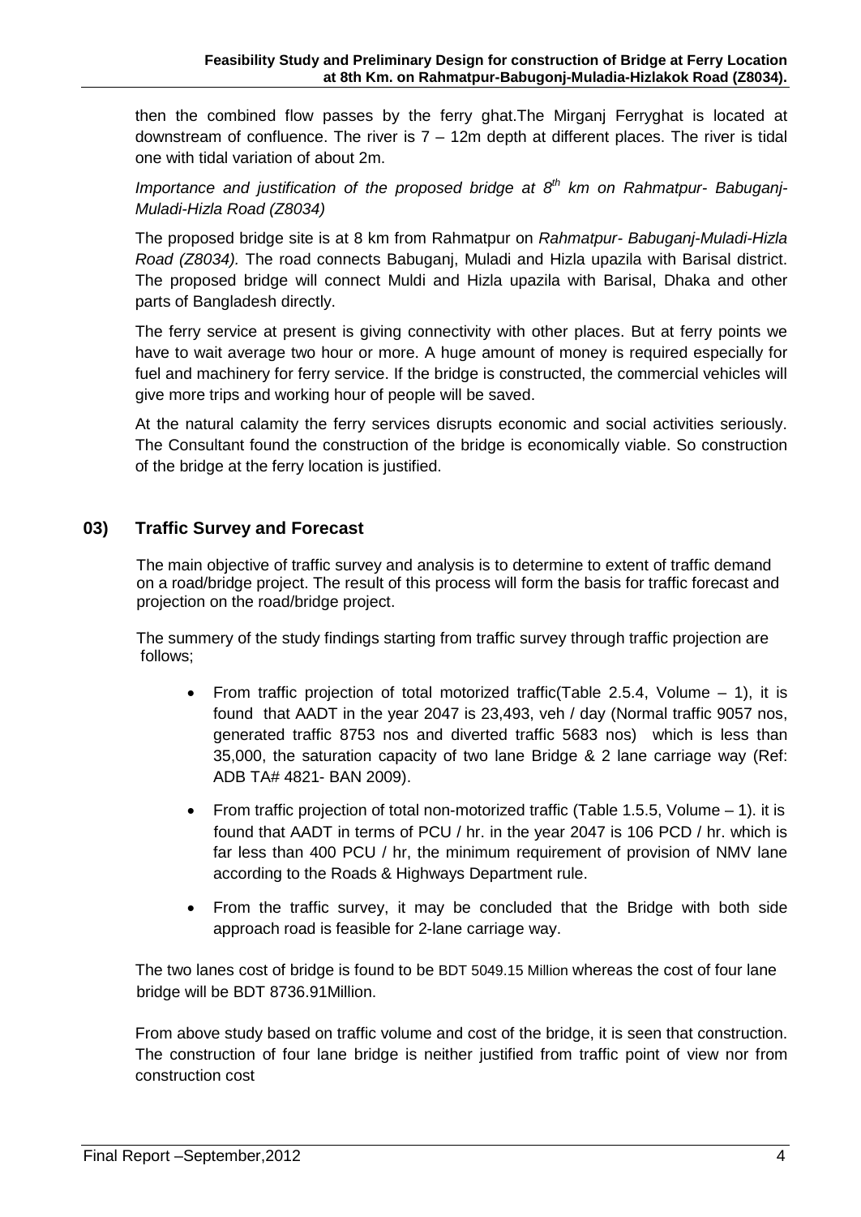then the combined flow passes by the ferry ghat.The Mirganj Ferryghat is located at downstream of confluence. The river is 7 – 12m depth at different places. The river is tidal one with tidal variation of about 2m.

*Importance and justification of the proposed bridge at 8th km on Rahmatpur- Babuganj-Muladi-Hizla Road (Z8034)*

The proposed bridge site is at 8 km from Rahmatpur on *Rahmatpur- Babuganj-Muladi-Hizla Road (Z8034).* The road connects Babuganj, Muladi and Hizla upazila with Barisal district. The proposed bridge will connect Muldi and Hizla upazila with Barisal, Dhaka and other parts of Bangladesh directly.

The ferry service at present is giving connectivity with other places. But at ferry points we have to wait average two hour or more. A huge amount of money is required especially for fuel and machinery for ferry service. If the bridge is constructed, the commercial vehicles will give more trips and working hour of people will be saved.

At the natural calamity the ferry services disrupts economic and social activities seriously. The Consultant found the construction of the bridge is economically viable. So construction of the bridge at the ferry location is justified.

## 03) Traffic Survey and Forecast

The main objective of traffic survey and analysis is to determine to extent of traffic demand on a road/bridge project. The result of this process will form the basis for traffic forecast and projection on the road/bridge project.

The summery of the study findings starting from traffic survey through traffic projection are follows;

- From traffic projection of total motorized traffic(Table 2.5.4, Volume – 1), it is found that AADT in the year 2047 is 23,493, veh / day (Normal traffic 9057 nos, generated traffic 8753 nos and diverted traffic 5683 nos) which is less than 35,000, the saturation capacity of two lane Bridge & 2 lane carriage way (Ref: ADB TA# 4821- BAN 2009).
- From traffic projection of total non-motorized traffic (Table 1.5.5, Volume – 1). it is found that AADT in terms of PCU / hr. in the year 2047 is 106 PCD / hr. which is far less than 400 PCU / hr, the minimum requirement of provision of NMV lane according to the Roads & Highways Department rule.
- From the traffic survey, it may be concluded that the Bridge with both side approach road is feasible for 2-lane carriage way.

The two lanes cost of bridge is found to be BDT 5049.15 Million whereas the cost of four lane bridge will be BDT 8736.91Million.

From above study based on traffic volume and cost of the bridge, it is seen that construction. The construction of four lane bridge is neither justified from traffic point of view nor from construction cost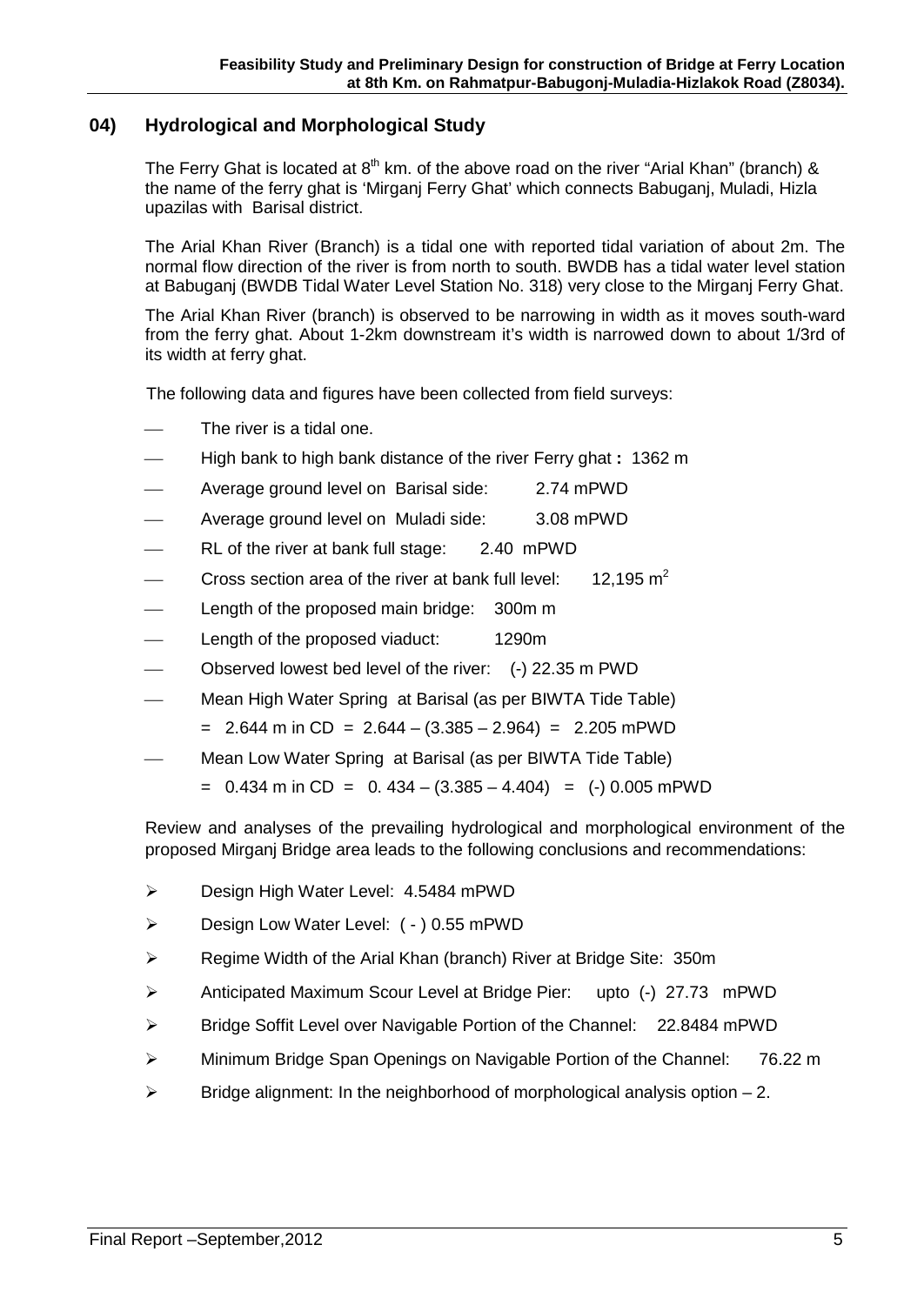## 04) Hydrological and Morphological Study

The Ferry Ghat is located at 8th km. of the above road on the river "Arial Khan" (branch) & the name of the ferry ghat is 'Mirganj Ferry Ghat' which connects Babuganj, Muladi, Hizla upazilas with Barisal district.

The Arial Khan River (Branch) is a tidal one with reported tidal variation of about 2m. The normal flow direction of the river is from north to south. BWDB has a tidal water level station at Babuganj (BWDB Tidal Water Level Station No. 318) very close to the Mirganj Ferry Ghat.

The Arial Khan River (branch) is observed to be narrowing in width as it moves south-ward from the ferry ghat. About 1-2km downstream it's width is narrowed down to about 1/3rd of its width at ferry ghat.

The following data and figures have been collected from field surveys:

- The river is a tidal one.
- High bank to high bank distance of the river Ferry ghat **:** 1362 m
- Average ground level on Barisal side: 2.74 mPWD
- Average ground level on Muladi side: 3.08 mPWD
- RL of the river at bank full stage: 2.40 mPWD
- Cross section area of the river at bank full level: 12,195 $m^2$
- Length of the proposed main bridge: 300m m
- Length of the proposed viaduct: 1290m
- Observed lowest bed level of the river: (-) 22.35 m PWD
- Mean High Water Spring at Barisal (as per BIWTA Tide Table)
  = 2.644 m in CD = 2.644 – (3.385 – 2.964) = 2.205 mPWD
- Mean Low Water Spring at Barisal (as per BIWTA Tide Table)
  = 0.434 m in CD = 0. 434 – (3.385 – 4.404) = (-) 0.005 mPWD

Review and analyses of the prevailing hydrological and morphological environment of the proposed Mirganj Bridge area leads to the following conclusions and recommendations:

- Design High Water Level: 4.5484 mPWD
- Design Low Water Level: ( - ) 0.55 mPWD
- Regime Width of the Arial Khan (branch) River at Bridge Site: 350m
- Anticipated Maximum Scour Level at Bridge Pier: upto (-) 27.73 mPWD
- Bridge Soffit Level over Navigable Portion of the Channel: 22.8484 mPWD
- Minimum Bridge Span Openings on Navigable Portion of the Channel: 76.22 m
- Bridge alignment: In the neighborhood of morphological analysis option – 2.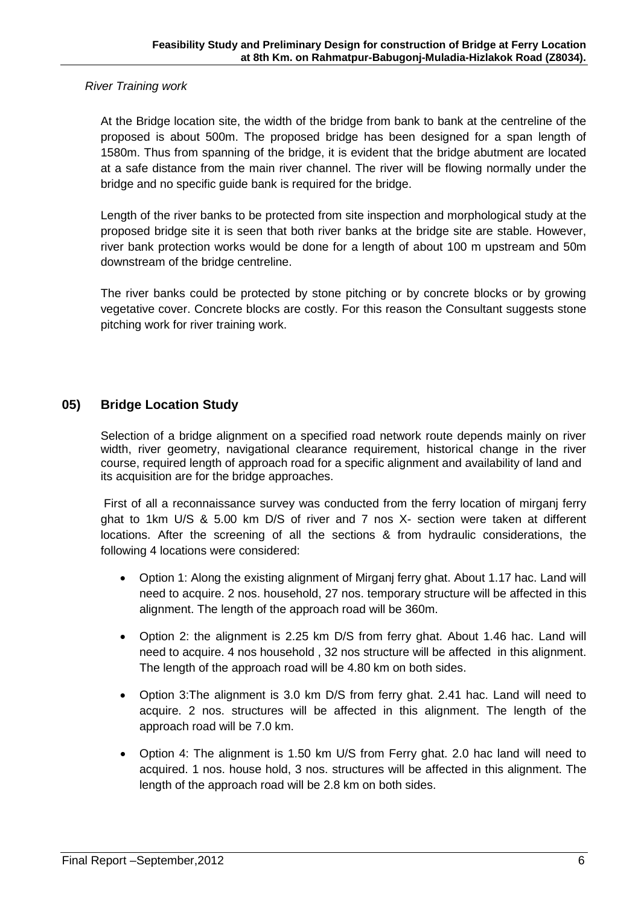*River Training work*

At the Bridge location site, the width of the bridge from bank to bank at the centreline of the proposed is about 500m. The proposed bridge has been designed for a span length of 1580m. Thus from spanning of the bridge, it is evident that the bridge abutment are located at a safe distance from the main river channel. The river will be flowing normally under the bridge and no specific guide bank is required for the bridge.

Length of the river banks to be protected from site inspection and morphological study at the proposed bridge site it is seen that both river banks at the bridge site are stable. However, river bank protection works would be done for a length of about 100 m upstream and 50m downstream of the bridge centreline.

The river banks could be protected by stone pitching or by concrete blocks or by growing vegetative cover. Concrete blocks are costly. For this reason the Consultant suggests stone pitching work for river training work.

## 05) Bridge Location Study

Selection of a bridge alignment on a specified road network route depends mainly on river width, river geometry, navigational clearance requirement, historical change in the river course, required length of approach road for a specific alignment and availability of land and its acquisition are for the bridge approaches.

First of all a reconnaissance survey was conducted from the ferry location of mirganj ferry ghat to 1km U/S & 5.00 km D/S of river and 7 nos X- section were taken at different locations. After the screening of all the sections & from hydraulic considerations, the following 4 locations were considered:

- Option 1: Along the existing alignment of Mirganj ferry ghat. About 1.17 hac. Land will need to acquire. 2 nos. household, 27 nos. temporary structure will be affected in this alignment. The length of the approach road will be 360m.
- Option 2: the alignment is 2.25 km D/S from ferry ghat. About 1.46 hac. Land will need to acquire. 4 nos household , 32 nos structure will be affected in this alignment. The length of the approach road will be 4.80 km on both sides.
- Option 3:The alignment is 3.0 km D/S from ferry ghat. 2.41 hac. Land will need to acquire. 2 nos. structures will be affected in this alignment. The length of the approach road will be 7.0 km.
- Option 4: The alignment is 1.50 km U/S from Ferry ghat. 2.0 hac land will need to acquired. 1 nos. house hold, 3 nos. structures will be affected in this alignment. The length of the approach road will be 2.8 km on both sides.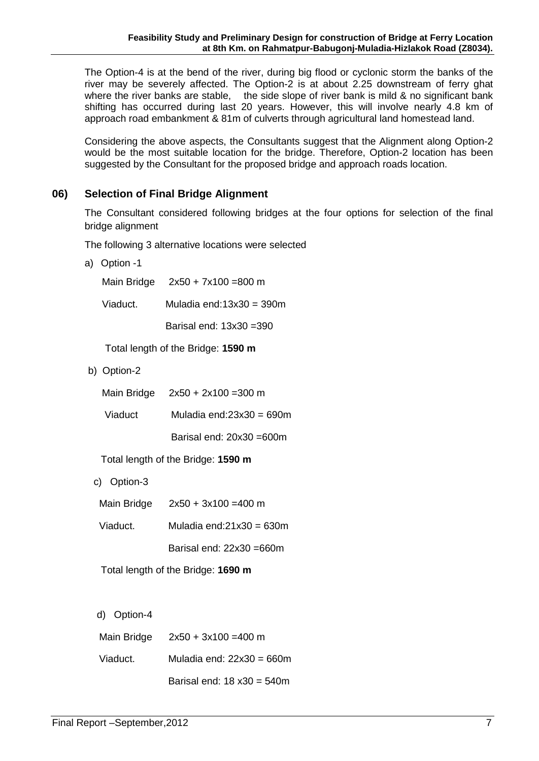The Option-4 is at the bend of the river, during big flood or cyclonic storm the banks of the river may be severely affected. The Option-2 is at about 2.25 downstream of ferry ghat where the river banks are stable, the side slope of river bank is mild & no significant bank shifting has occurred during last 20 years. However, this will involve nearly 4.8 km of approach road embankment & 81m of culverts through agricultural land homestead land.

Considering the above aspects, the Consultants suggest that the Alignment along Option-2 would be the most suitable location for the bridge. Therefore, Option-2 location has been suggested by the Consultant for the proposed bridge and approach roads location.

## 06) Selection of Final Bridge Alignment

The Consultant considered following bridges at the four options for selection of the final bridge alignment

The following 3 alternative locations were selected

a) Option -1

Main Bridge 2x50 + 7x100 =800 m

Viaduct. Muladia end:13x30 = 390m

Barisal end: 13x30 =390

Total length of the Bridge: **1590 m**

b) Option-2

Main Bridge 2x50 + 2x100 =300 m

Viaduct Muladia end:23x30 = 690m

Barisal end: 20x30 =600m

Total length of the Bridge: **1590 m**

c) Option-3

Main Bridge 2x50 + 3x100 =400 m

Viaduct. Muladia end:21x30 = 630m

Barisal end: 22x30 =660m

Total length of the Bridge: **1690 m**

d) Option-4

Main Bridge 2x50 + 3x100 =400 m

Viaduct. Muladia end: 22x30 = 660m

Barisal end: 18 x30 = 540m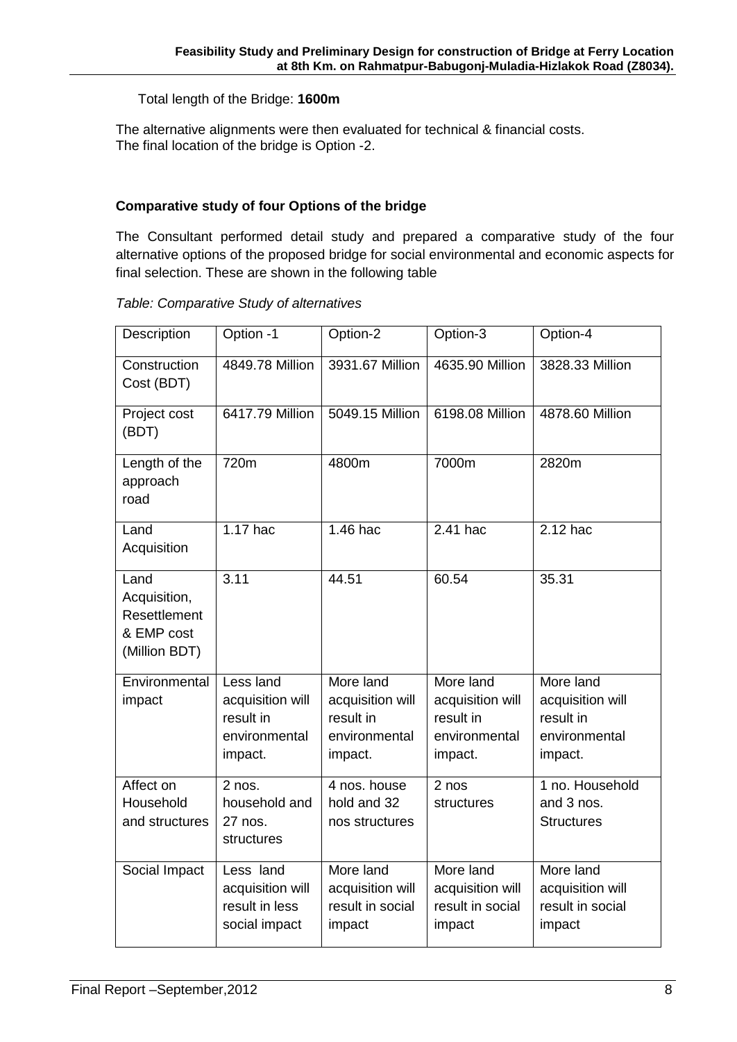Total length of the Bridge: **1600m**

The alternative alignments were then evaluated for technical & financial costs.
The final location of the bridge is Option -2.

**Comparative study of four Options of the bridge**

The Consultant performed detail study and prepared a comparative study of the four alternative options of the proposed bridge for social environmental and economic aspects for final selection. These are shown in the following table

*Table: Comparative Study of alternatives*

| Description | Option -1 | Option-2 | Option-3 | Option-4 |
|---|---|---|---|---|
| Construction Cost (BDT) | 4849.78 Million | 3931.67 Million | 4635.90 Million | 3828.33 Million |
| Project cost (BDT) | 6417.79 Million | 5049.15 Million | 6198.08 Million | 4878.60 Million |
| Length of the approach road | 720m | 4800m | 7000m | 2820m |
| Land Acquisition | 1.17 hac | 1.46 hac | 2.41 hac | 2.12 hac |
| Land Acquisition, Resettlement & EMP cost (Million BDT) | 3.11 | 44.51 | 60.54 | 35.31 |
| Environmental impact | Less land acquisition will result in environmental impact. | More land acquisition will result in environmental impact. | More land acquisition will result in environmental impact. | More land acquisition will result in environmental impact. |
| Affect on Household and structures | 2 nos. household and 27 nos. structures | 4 nos. house hold and 32 nos structures | 2 nos structures | 1 no. Household and 3 nos. Structures |
| Social Impact | Less land acquisition will result in less social impact | More land acquisition will result in social impact | More land acquisition will result in social impact | More land acquisition will result in social impact |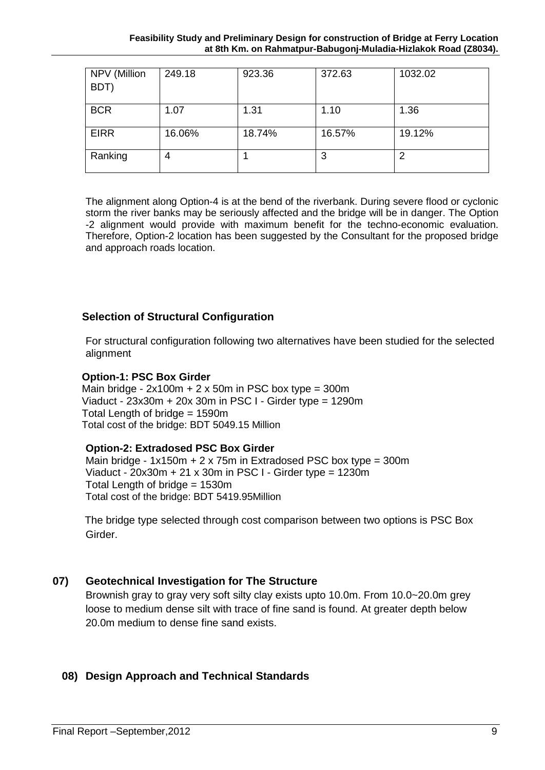| NPV (Million BDT) | 249.18 | 923.36 | 372.63 | 1032.02 |
|---|---|---|---|---|
| BCR | 1.07 | 1.31 | 1.10 | 1.36 |
| EIRR | 16.06% | 18.74% | 16.57% | 19.12% |
| Ranking | 4 | 1 | 3 | 2 |

The alignment along Option-4 is at the bend of the riverbank. During severe flood or cyclonic storm the river banks may be seriously affected and the bridge will be in danger. The Option -2 alignment would provide with maximum benefit for the techno-economic evaluation. Therefore, Option-2 location has been suggested by the Consultant for the proposed bridge and approach roads location.

### Selection of Structural Configuration

For structural configuration following two alternatives have been studied for the selected alignment

**Option-1: PSC Box Girder**

Main bridge - 2x100m + 2 x 50m in PSC box type = 300m
Viaduct - 23x30m + 20x 30m in PSC I - Girder type = 1290m
Total Length of bridge = 1590m
Total cost of the bridge: BDT 5049.15 Million

**Option-2: Extradosed PSC Box Girder**

Main bridge - 1x150m + 2 x 75m in Extradosed PSC box type = 300m
Viaduct - 20x30m + 21 x 30m in PSC I - Girder type = 1230m
Total Length of bridge = 1530m
Total cost of the bridge: BDT 5419.95Million

The bridge type selected through cost comparison between two options is PSC Box Girder.

## 07) Geotechnical Investigation for The Structure

Brownish gray to gray very soft silty clay exists upto 10.0m. From 10.0~20.0m grey loose to medium dense silt with trace of fine sand is found. At greater depth below 20.0m medium to dense fine sand exists.

## 08) Design Approach and Technical Standards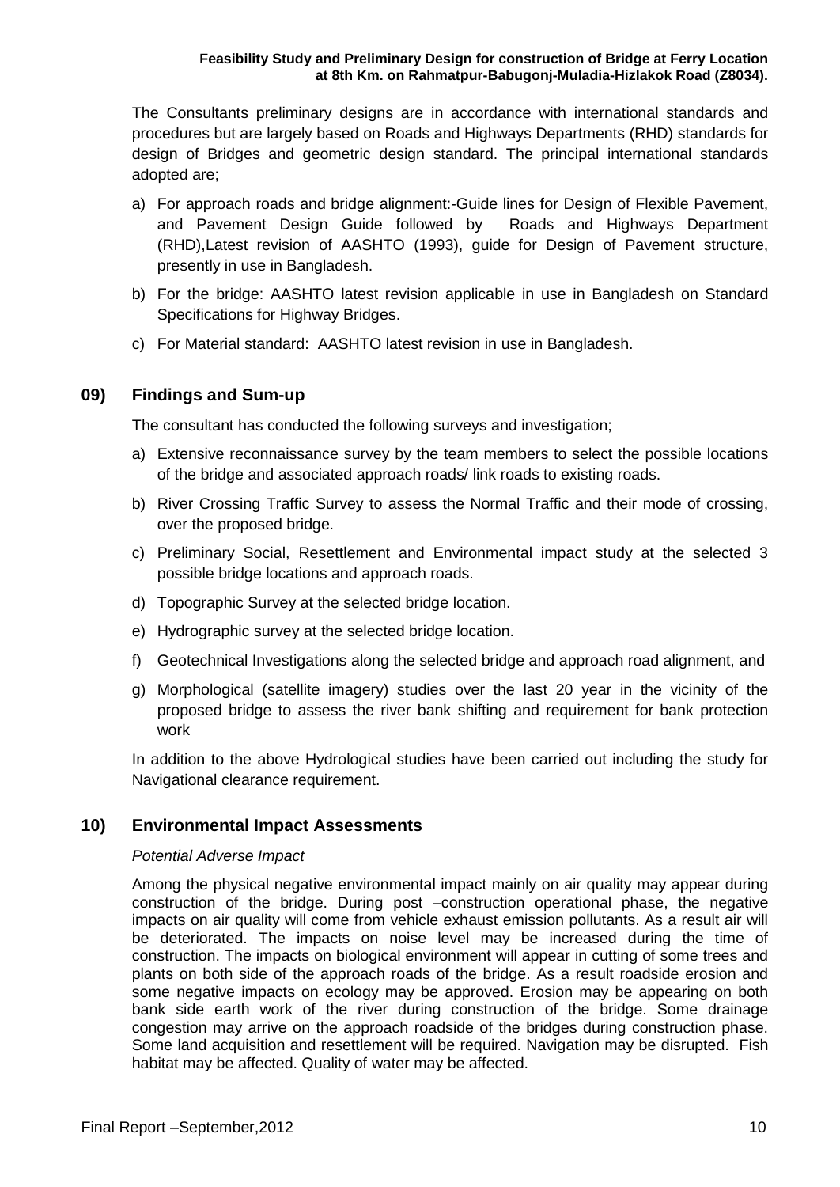The Consultants preliminary designs are in accordance with international standards and procedures but are largely based on Roads and Highways Departments (RHD) standards for design of Bridges and geometric design standard. The principal international standards adopted are;

a) For approach roads and bridge alignment:-Guide lines for Design of Flexible Pavement, and Pavement Design Guide followed by Roads and Highways Department (RHD),Latest revision of AASHTO (1993), guide for Design of Pavement structure, presently in use in Bangladesh.

b) For the bridge: AASHTO latest revision applicable in use in Bangladesh on Standard Specifications for Highway Bridges.

c) For Material standard: AASHTO latest revision in use in Bangladesh.

## 09) Findings and Sum-up

The consultant has conducted the following surveys and investigation;

a) Extensive reconnaissance survey by the team members to select the possible locations of the bridge and associated approach roads/ link roads to existing roads.

b) River Crossing Traffic Survey to assess the Normal Traffic and their mode of crossing, over the proposed bridge.

c) Preliminary Social, Resettlement and Environmental impact study at the selected 3 possible bridge locations and approach roads.

d) Topographic Survey at the selected bridge location.

e) Hydrographic survey at the selected bridge location.

f) Geotechnical Investigations along the selected bridge and approach road alignment, and

g) Morphological (satellite imagery) studies over the last 20 year in the vicinity of the proposed bridge to assess the river bank shifting and requirement for bank protection work

In addition to the above Hydrological studies have been carried out including the study for Navigational clearance requirement.

## 10) Environmental Impact Assessments

*Potential Adverse Impact*

Among the physical negative environmental impact mainly on air quality may appear during construction of the bridge. During post –construction operational phase, the negative impacts on air quality will come from vehicle exhaust emission pollutants. As a result air will be deteriorated. The impacts on noise level may be increased during the time of construction. The impacts on biological environment will appear in cutting of some trees and plants on both side of the approach roads of the bridge. As a result roadside erosion and some negative impacts on ecology may be approved. Erosion may be appearing on both bank side earth work of the river during construction of the bridge. Some drainage congestion may arrive on the approach roadside of the bridges during construction phase. Some land acquisition and resettlement will be required. Navigation may be disrupted. Fish habitat may be affected. Quality of water may be affected.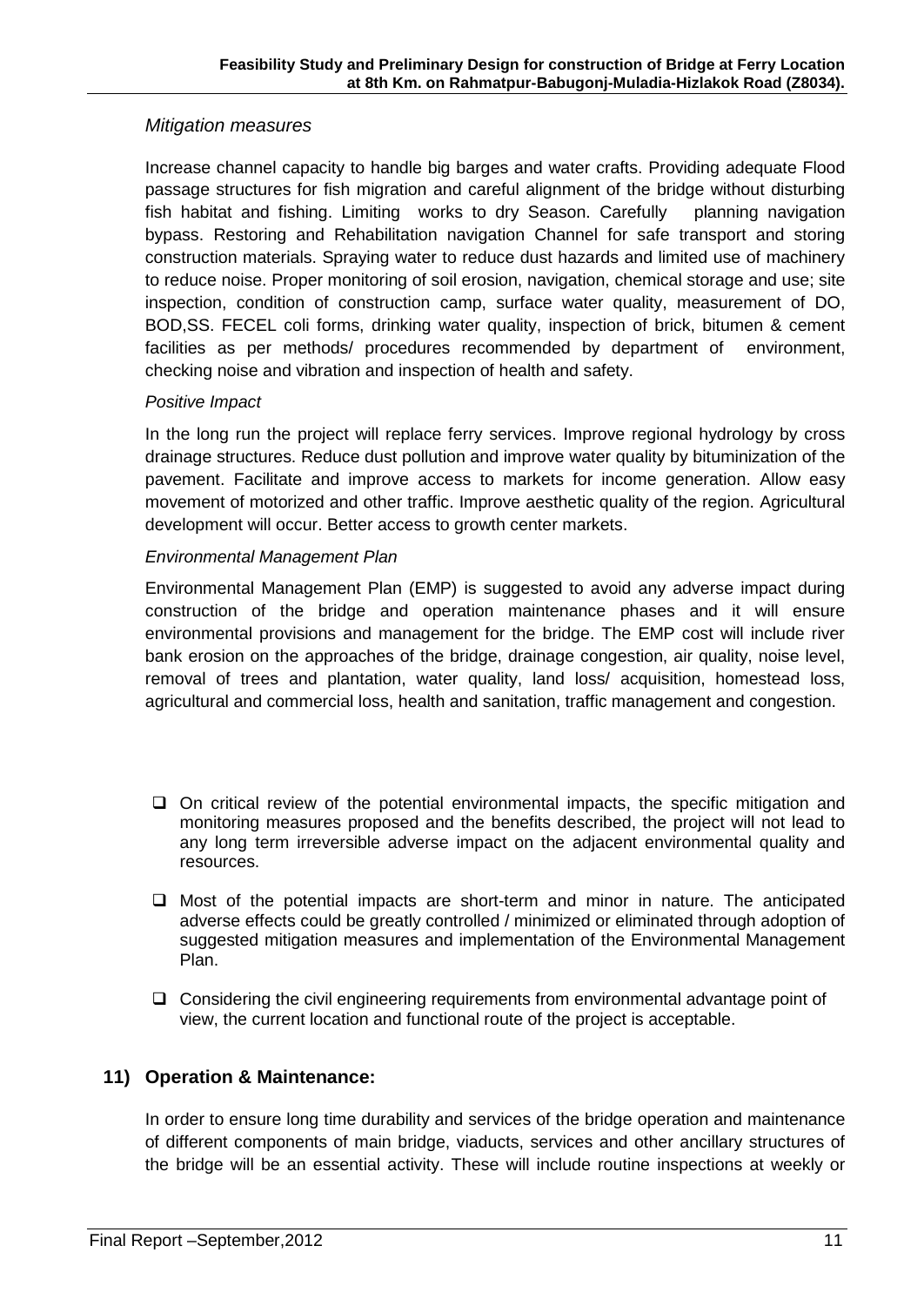*Mitigation measures*

Increase channel capacity to handle big barges and water crafts. Providing adequate Flood passage structures for fish migration and careful alignment of the bridge without disturbing fish habitat and fishing. Limiting works to dry Season. Carefully planning navigation bypass. Restoring and Rehabilitation navigation Channel for safe transport and storing construction materials. Spraying water to reduce dust hazards and limited use of machinery to reduce noise. Proper monitoring of soil erosion, navigation, chemical storage and use; site inspection, condition of construction camp, surface water quality, measurement of DO, BOD,SS. FECEL coli forms, drinking water quality, inspection of brick, bitumen & cement facilities as per methods/ procedures recommended by department of environment, checking noise and vibration and inspection of health and safety.

*Positive Impact*

In the long run the project will replace ferry services. Improve regional hydrology by cross drainage structures. Reduce dust pollution and improve water quality by bituminization of the pavement. Facilitate and improve access to markets for income generation. Allow easy movement of motorized and other traffic. Improve aesthetic quality of the region. Agricultural development will occur. Better access to growth center markets.

*Environmental Management Plan*

Environmental Management Plan (EMP) is suggested to avoid any adverse impact during construction of the bridge and operation maintenance phases and it will ensure environmental provisions and management for the bridge. The EMP cost will include river bank erosion on the approaches of the bridge, drainage congestion, air quality, noise level, removal of trees and plantation, water quality, land loss/ acquisition, homestead loss, agricultural and commercial loss, health and sanitation, traffic management and congestion.

- On critical review of the potential environmental impacts, the specific mitigation and monitoring measures proposed and the benefits described, the project will not lead to any long term irreversible adverse impact on the adjacent environmental quality and resources.
- Most of the potential impacts are short-term and minor in nature. The anticipated adverse effects could be greatly controlled / minimized or eliminated through adoption of suggested mitigation measures and implementation of the Environmental Management Plan.
- Considering the civil engineering requirements from environmental advantage point of view, the current location and functional route of the project is acceptable.

## 11) Operation & Maintenance:

In order to ensure long time durability and services of the bridge operation and maintenance of different components of main bridge, viaducts, services and other ancillary structures of the bridge will be an essential activity. These will include routine inspections at weekly or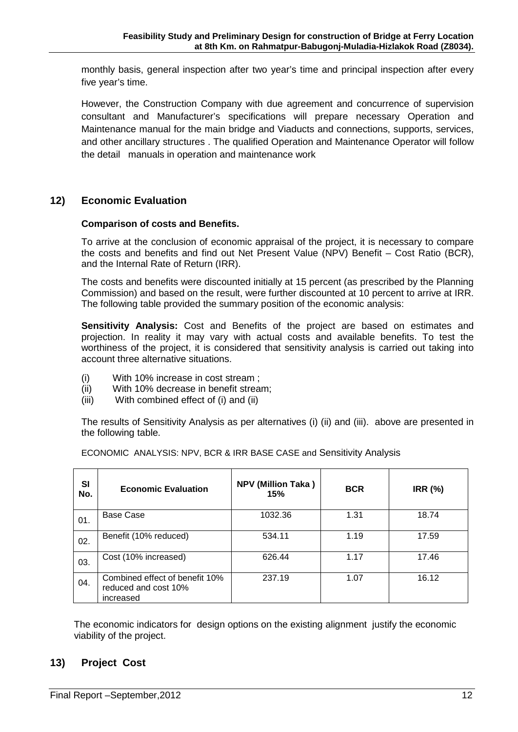monthly basis, general inspection after two year's time and principal inspection after every five year's time.

However, the Construction Company with due agreement and concurrence of supervision consultant and Manufacturer's specifications will prepare necessary Operation and Maintenance manual for the main bridge and Viaducts and connections, supports, services, and other ancillary structures . The qualified Operation and Maintenance Operator will follow the detail manuals in operation and maintenance work

## 12) Economic Evaluation

**Comparison of costs and Benefits.**

To arrive at the conclusion of economic appraisal of the project, it is necessary to compare the costs and benefits and find out Net Present Value (NPV) Benefit – Cost Ratio (BCR), and the Internal Rate of Return (IRR).

The costs and benefits were discounted initially at 15 percent (as prescribed by the Planning Commission) and based on the result, were further discounted at 10 percent to arrive at IRR. The following table provided the summary position of the economic analysis:

**Sensitivity Analysis:** Cost and Benefits of the project are based on estimates and projection. In reality it may vary with actual costs and available benefits. To test the worthiness of the project, it is considered that sensitivity analysis is carried out taking into account three alternative situations.

(i) With 10% increase in cost stream ;
(ii) With 10% decrease in benefit stream;
(iii) With combined effect of (i) and (ii)

The results of Sensitivity Analysis as per alternatives (i) (ii) and (iii). above are presented in the following table.

ECONOMIC ANALYSIS: NPV, BCR & IRR BASE CASE and Sensitivity Analysis

| Sl No. | Economic Evaluation | NPV (Million Taka ) 15% | BCR | IRR (%) |
|---|---|---|---|---|
| 01. | Base Case | 1032.36 | 1.31 | 18.74 |
| 02. | Benefit (10% reduced) | 534.11 | 1.19 | 17.59 |
| 03. | Cost (10% increased) | 626.44 | 1.17 | 17.46 |
| 04. | Combined effect of benefit 10% reduced and cost 10% increased | 237.19 | 1.07 | 16.12 |

The economic indicators for design options on the existing alignment justify the economic viability of the project.

## 13) Project Cost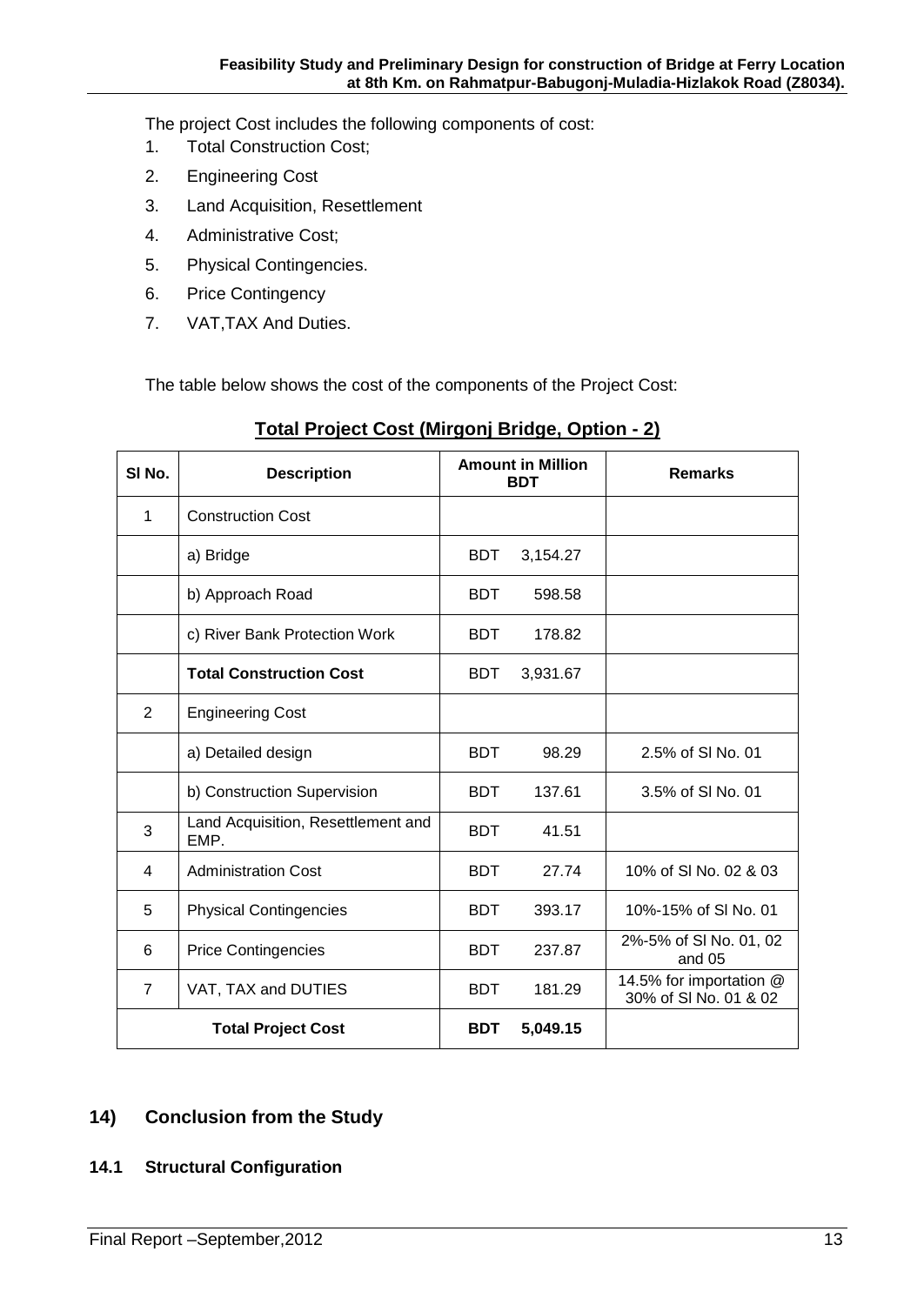The project Cost includes the following components of cost:

1. Total Construction Cost;
2. Engineering Cost
3. Land Acquisition, Resettlement
4. Administrative Cost;
5. Physical Contingencies.
6. Price Contingency
7. VAT,TAX And Duties.

The table below shows the cost of the components of the Project Cost:

**Total Project Cost (Mirgonj Bridge, Option - 2)**

| Sl No. | Description | Amount in Million BDT | Remarks |
|---|---|---|---|
| 1 | Construction Cost | | |
| | a) Bridge | BDT 3,154.27 | |
| | b) Approach Road | BDT 598.58 | |
| | c) River Bank Protection Work | BDT 178.82 | |
| | **Total Construction Cost** | BDT 3,931.67 | |
| 2 | Engineering Cost | | |
| | a) Detailed design | BDT 98.29 | 2.5% of Sl No. 01 |
| | b) Construction Supervision | BDT 137.61 | 3.5% of Sl No. 01 |
| 3 | Land Acquisition, Resettlement and EMP. | BDT 41.51 | |
| 4 | Administration Cost | BDT 27.74 | 10% of Sl No. 02 & 03 |
| 5 | Physical Contingencies | BDT 393.17 | 10%-15% of Sl No. 01 |
| 6 | Price Contingencies | BDT 237.87 | 2%-5% of Sl No. 01, 02 and 05 |
| 7 | VAT, TAX and DUTIES | BDT 181.29 | 14.5% for importation @ 30% of Sl No. 01 & 02 |
| **Total Project Cost** | | **BDT 5,049.15** | |

## 14) Conclusion from the Study

### 14.1 Structural Configuration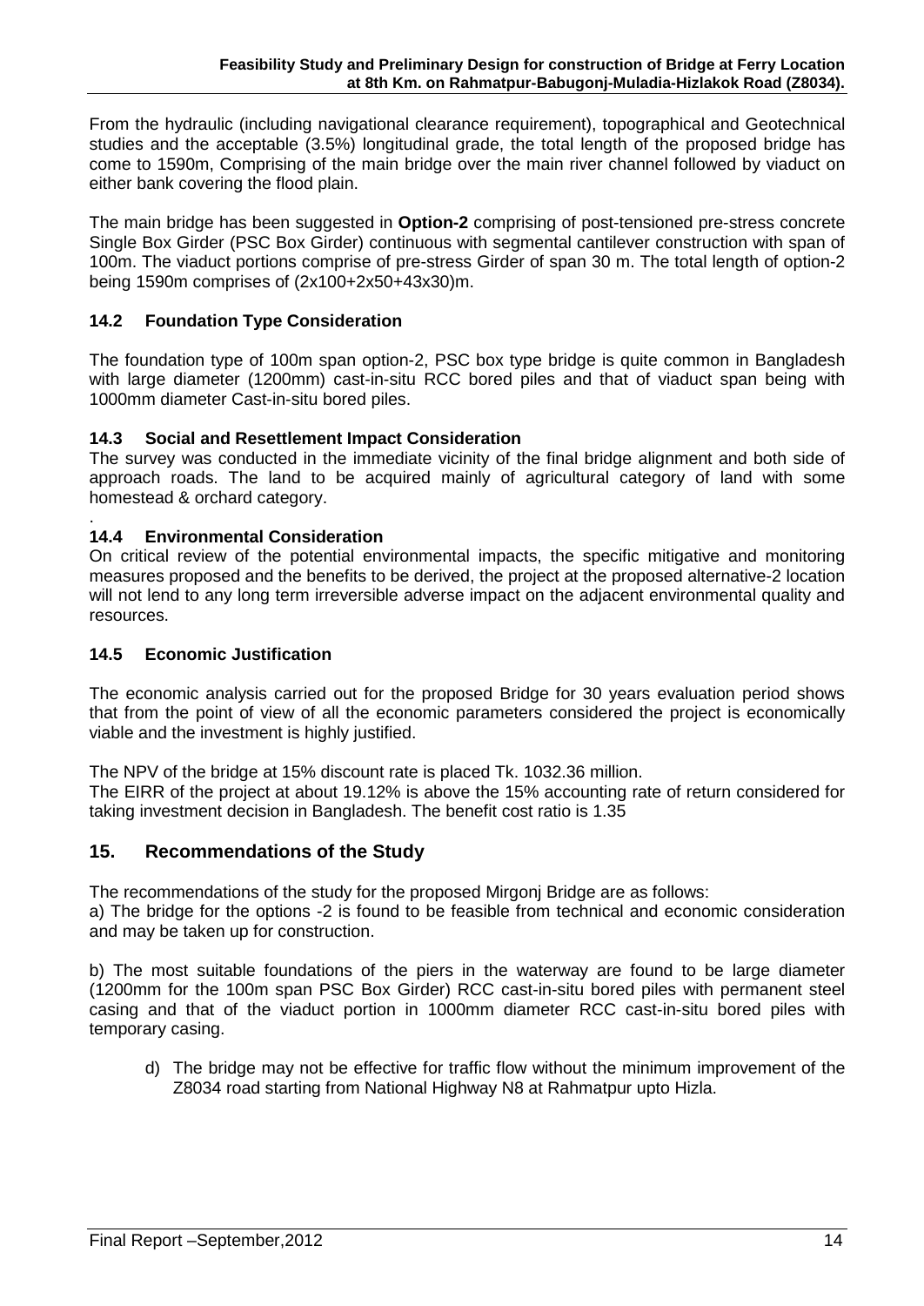From the hydraulic (including navigational clearance requirement), topographical and Geotechnical studies and the acceptable (3.5%) longitudinal grade, the total length of the proposed bridge has come to 1590m, Comprising of the main bridge over the main river channel followed by viaduct on either bank covering the flood plain.

The main bridge has been suggested in **Option-2** comprising of post-tensioned pre-stress concrete Single Box Girder (PSC Box Girder) continuous with segmental cantilever construction with span of 100m. The viaduct portions comprise of pre-stress Girder of span 30 m. The total length of option-2 being 1590m comprises of (2x100+2x50+43x30)m.

### 14.2 Foundation Type Consideration

The foundation type of 100m span option-2, PSC box type bridge is quite common in Bangladesh with large diameter (1200mm) cast-in-situ RCC bored piles and that of viaduct span being with 1000mm diameter Cast-in-situ bored piles.

### 14.3 Social and Resettlement Impact Consideration

The survey was conducted in the immediate vicinity of the final bridge alignment and both side of approach roads. The land to be acquired mainly of agricultural category of land with some homestead & orchard category.

.

### 14.4 Environmental Consideration

On critical review of the potential environmental impacts, the specific mitigative and monitoring measures proposed and the benefits to be derived, the project at the proposed alternative-2 location will not lend to any long term irreversible adverse impact on the adjacent environmental quality and resources.

### 14.5 Economic Justification

The economic analysis carried out for the proposed Bridge for 30 years evaluation period shows that from the point of view of all the economic parameters considered the project is economically viable and the investment is highly justified.

The NPV of the bridge at 15% discount rate is placed Tk. 1032.36 million.
The EIRR of the project at about 19.12% is above the 15% accounting rate of return considered for taking investment decision in Bangladesh. The benefit cost ratio is 1.35

## 15. Recommendations of the Study

The recommendations of the study for the proposed Mirgonj Bridge are as follows:
a) The bridge for the options -2 is found to be feasible from technical and economic consideration and may be taken up for construction.

b) The most suitable foundations of the piers in the waterway are found to be large diameter (1200mm for the 100m span PSC Box Girder) RCC cast-in-situ bored piles with permanent steel casing and that of the viaduct portion in 1000mm diameter RCC cast-in-situ bored piles with temporary casing.

d) The bridge may not be effective for traffic flow without the minimum improvement of the Z8034 road starting from National Highway N8 at Rahmatpur upto Hizla.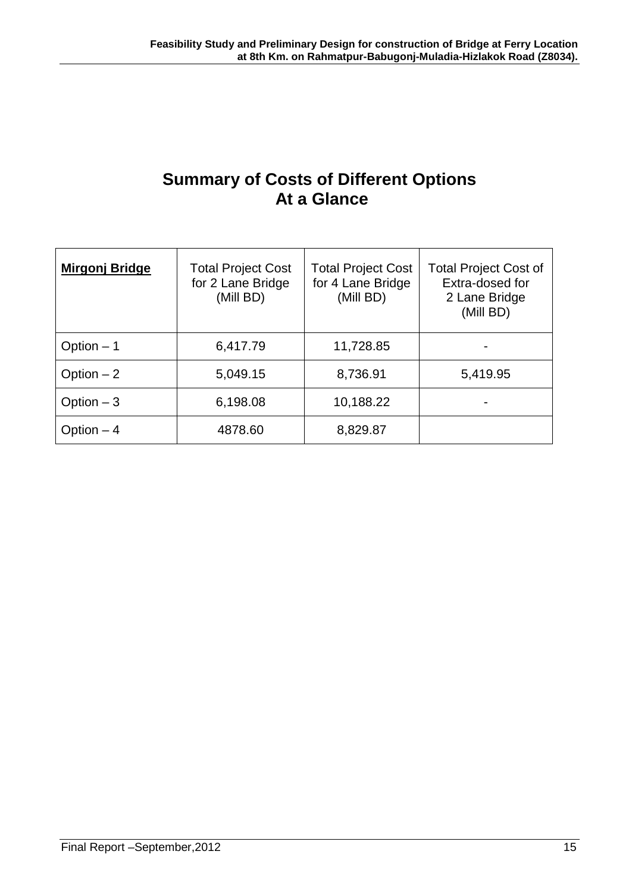# Summary of Costs of Different Options At a Glance

| **Mirgonj Bridge** | Total Project Cost for 2 Lane Bridge (Mill BD) | Total Project Cost for 4 Lane Bridge (Mill BD) | Total Project Cost of Extra-dosed for 2 Lane Bridge (Mill BD) |
|---|---|---|---|
| Option – 1 | 6,417.79 | 11,728.85 | - |
| Option – 2 | 5,049.15 | 8,736.91 | 5,419.95 |
| Option – 3 | 6,198.08 | 10,188.22 | - |
| Option – 4 | 4878.60 | 8,829.87 | |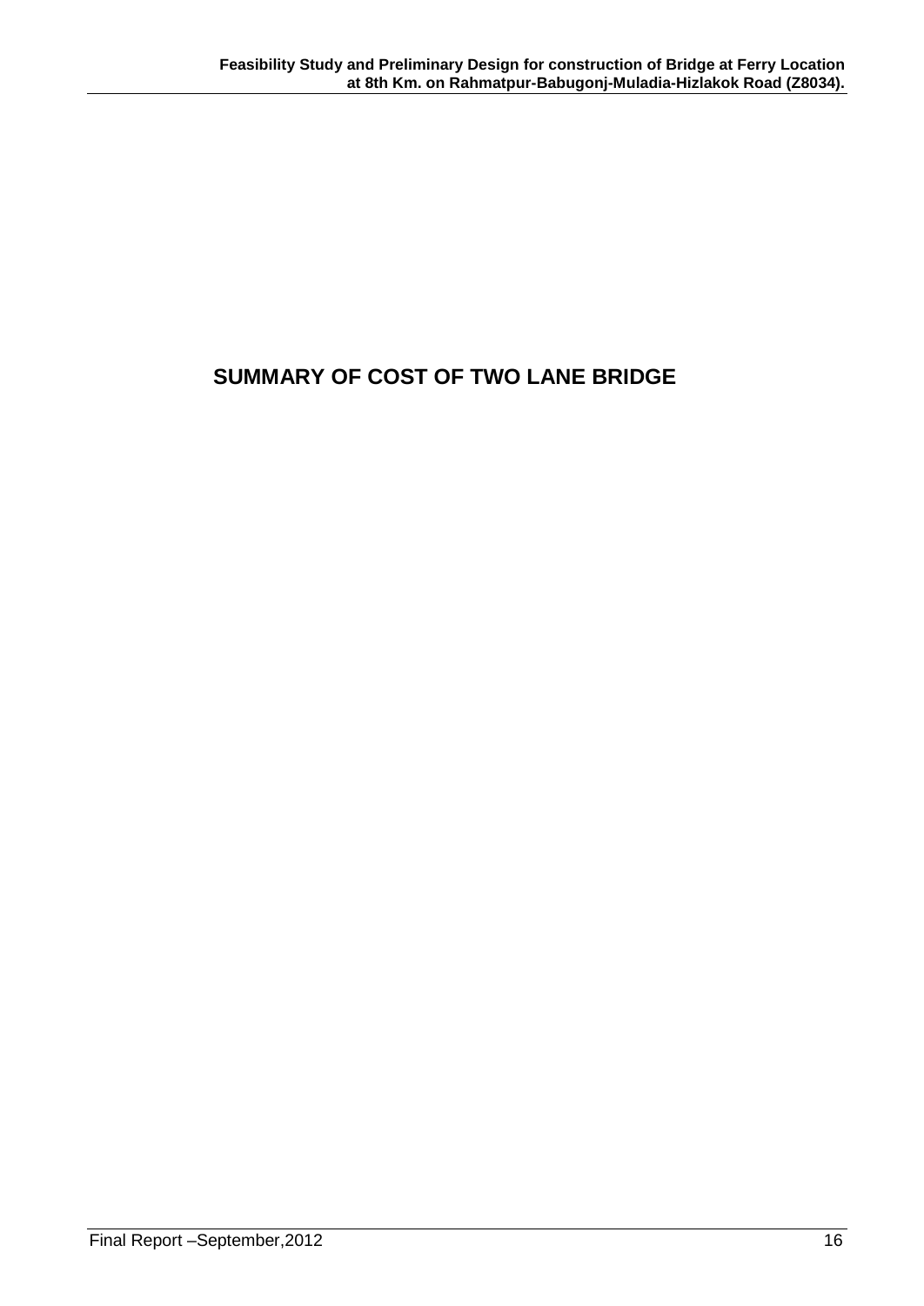# SUMMARY OF COST OF TWO LANE BRIDGE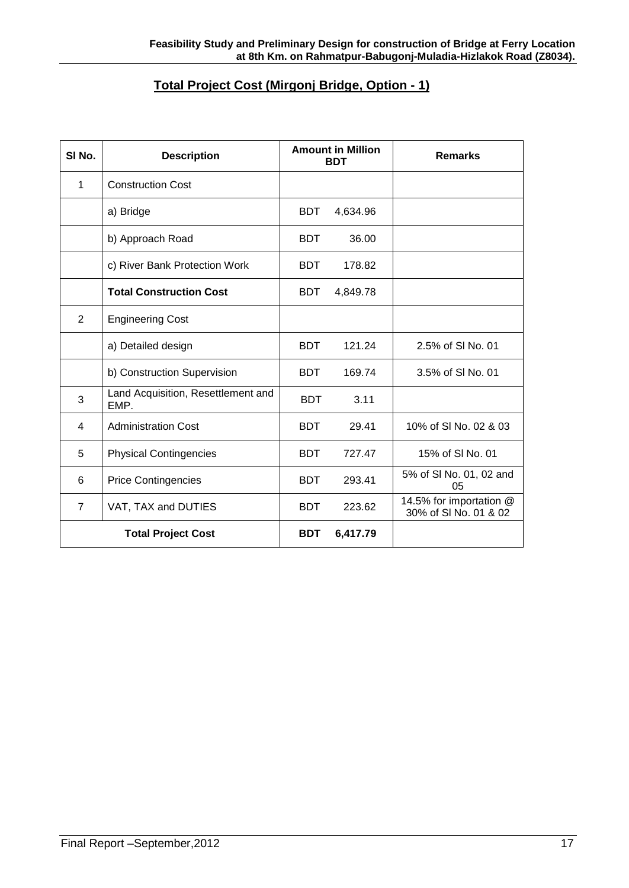## Total Project Cost (Mirgonj Bridge, Option - 1)

| Sl No. | Description | Amount in Million BDT | Remarks |
|---|---|---|---|
| 1 | Construction Cost | | |
| | a) Bridge | BDT 4,634.96 | |
| | b) Approach Road | BDT 36.00 | |
| | c) River Bank Protection Work | BDT 178.82 | |
| | **Total Construction Cost** | BDT 4,849.78 | |
| 2 | Engineering Cost | | |
| | a) Detailed design | BDT 121.24 | 2.5% of Sl No. 01 |
| | b) Construction Supervision | BDT 169.74 | 3.5% of Sl No. 01 |
| 3 | Land Acquisition, Resettlement and EMP. | BDT 3.11 | |
| 4 | Administration Cost | BDT 29.41 | 10% of Sl No. 02 & 03 |
| 5 | Physical Contingencies | BDT 727.47 | 15% of Sl No. 01 |
| 6 | Price Contingencies | BDT 293.41 | 5% of Sl No. 01, 02 and 05 |
| 7 | VAT, TAX and DUTIES | BDT 223.62 | 14.5% for importation @ 30% of Sl No. 01 & 02 |
| **Total Project Cost** | | **BDT 6,417.79** | |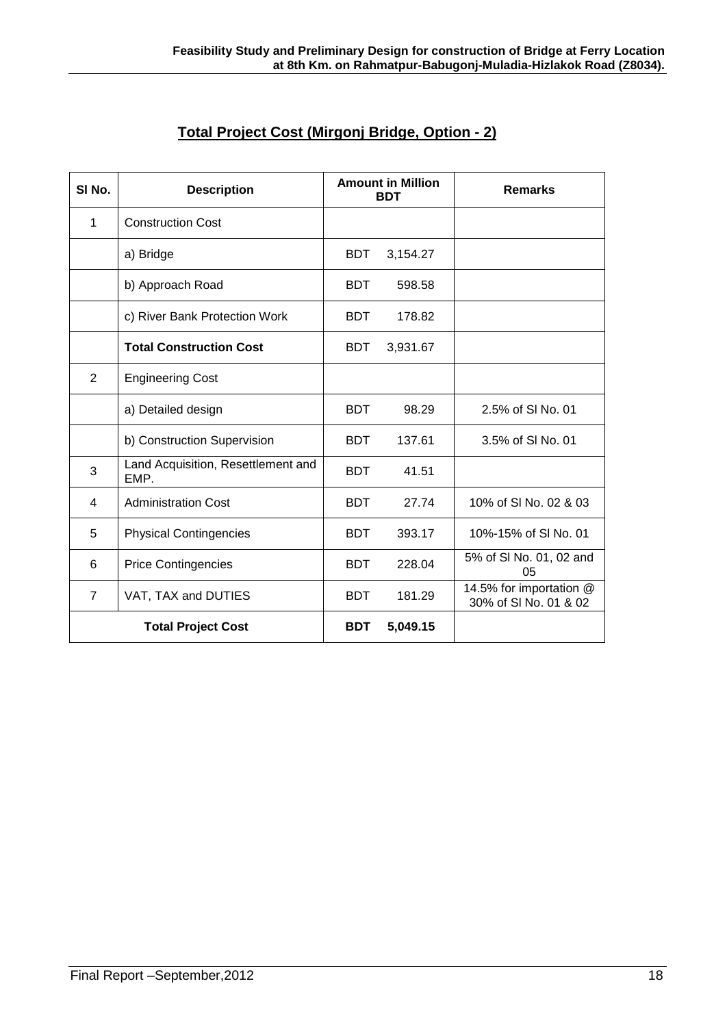## Total Project Cost (Mirgonj Bridge, Option - 2)

| Sl No. | Description | Amount in Million BDT | Remarks |
|---|---|---|---|
| 1 | Construction Cost | | |
| | a) Bridge | BDT 3,154.27 | |
| | b) Approach Road | BDT 598.58 | |
| | c) River Bank Protection Work | BDT 178.82 | |
| | **Total Construction Cost** | BDT 3,931.67 | |
| 2 | Engineering Cost | | |
| | a) Detailed design | BDT 98.29 | 2.5% of Sl No. 01 |
| | b) Construction Supervision | BDT 137.61 | 3.5% of Sl No. 01 |
| 3 | Land Acquisition, Resettlement and EMP. | BDT 41.51 | |
| 4 | Administration Cost | BDT 27.74 | 10% of Sl No. 02 & 03 |
| 5 | Physical Contingencies | BDT 393.17 | 10%-15% of Sl No. 01 |
| 6 | Price Contingencies | BDT 228.04 | 5% of Sl No. 01, 02 and 05 |
| 7 | VAT, TAX and DUTIES | BDT 181.29 | 14.5% for importation @ 30% of Sl No. 01 & 02 |
| **Total Project Cost** | | **BDT 5,049.15** | |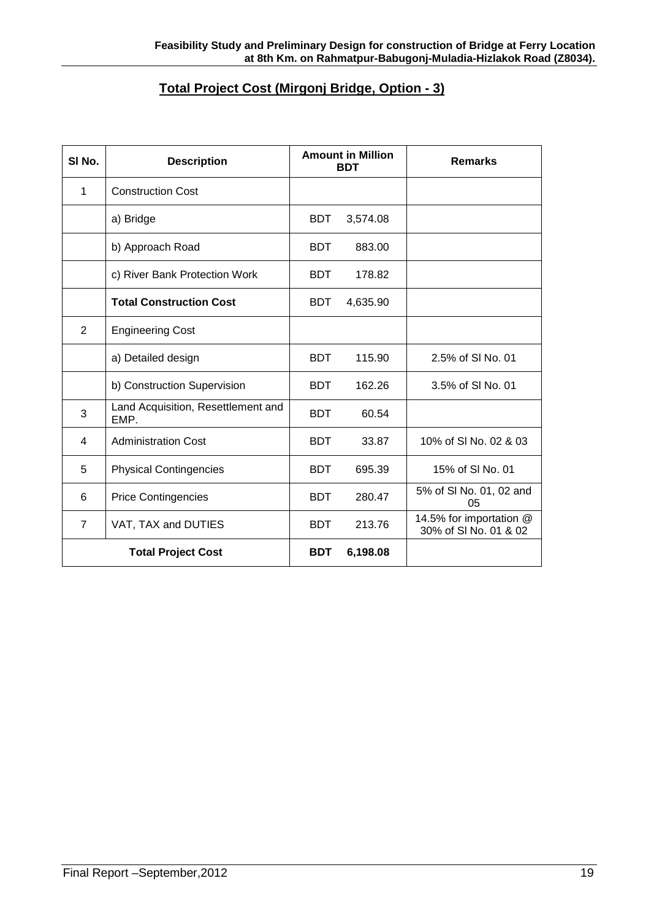## Total Project Cost (Mirgonj Bridge, Option - 3)

| Sl No. | Description | Amount in Million BDT | Remarks |
|---|---|---|---|
| 1 | Construction Cost | | |
| | a) Bridge | BDT 3,574.08 | |
| | b) Approach Road | BDT 883.00 | |
| | c) River Bank Protection Work | BDT 178.82 | |
| | **Total Construction Cost** | BDT 4,635.90 | |
| 2 | Engineering Cost | | |
| | a) Detailed design | BDT 115.90 | 2.5% of Sl No. 01 |
| | b) Construction Supervision | BDT 162.26 | 3.5% of Sl No. 01 |
| 3 | Land Acquisition, Resettlement and EMP. | BDT 60.54 | |
| 4 | Administration Cost | BDT 33.87 | 10% of Sl No. 02 & 03 |
| 5 | Physical Contingencies | BDT 695.39 | 15% of Sl No. 01 |
| 6 | Price Contingencies | BDT 280.47 | 5% of Sl No. 01, 02 and 05 |
| 7 | VAT, TAX and DUTIES | BDT 213.76 | 14.5% for importation @ 30% of Sl No. 01 & 02 |
| **Total Project Cost** | | **BDT 6,198.08** | |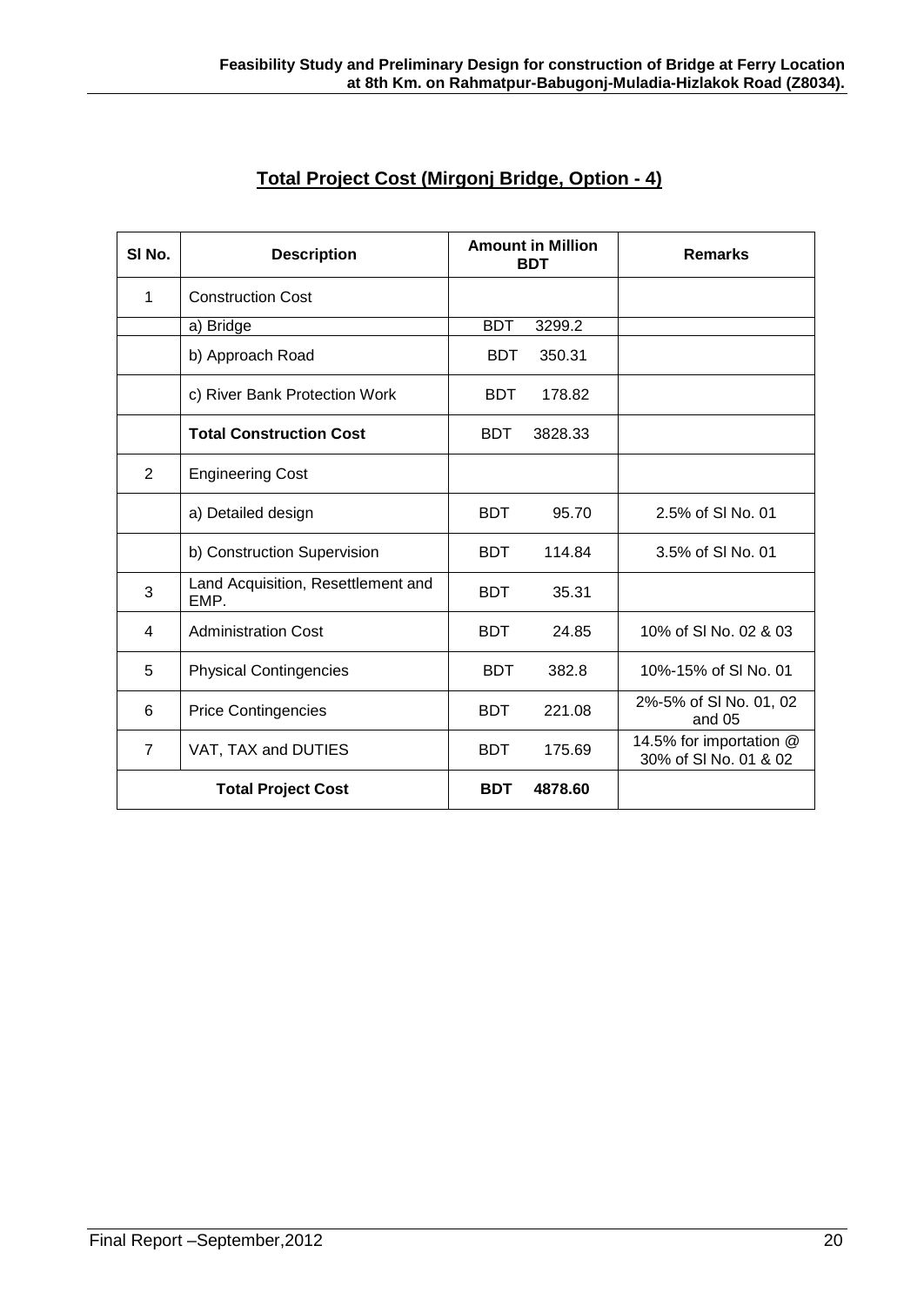## Total Project Cost (Mirgonj Bridge, Option - 4)

| Sl No. | Description | Amount in Million BDT | Remarks |
|---|---|---|---|
| 1 | Construction Cost | | |
| | a) Bridge | BDT 3299.2 | |
| | b) Approach Road | BDT 350.31 | |
| | c) River Bank Protection Work | BDT 178.82 | |
| | **Total Construction Cost** | BDT 3828.33 | |
| 2 | Engineering Cost | | |
| | a) Detailed design | BDT 95.70 | 2.5% of Sl No. 01 |
| | b) Construction Supervision | BDT 114.84 | 3.5% of Sl No. 01 |
| 3 | Land Acquisition, Resettlement and EMP. | BDT 35.31 | |
| 4 | Administration Cost | BDT 24.85 | 10% of Sl No. 02 & 03 |
| 5 | Physical Contingencies | BDT 382.8 | 10%-15% of Sl No. 01 |
| 6 | Price Contingencies | BDT 221.08 | 2%-5% of Sl No. 01, 02 and 05 |
| 7 | VAT, TAX and DUTIES | BDT 175.69 | 14.5% for importation @ 30% of Sl No. 01 & 02 |
| **Total Project Cost** | | **BDT 4878.60** | |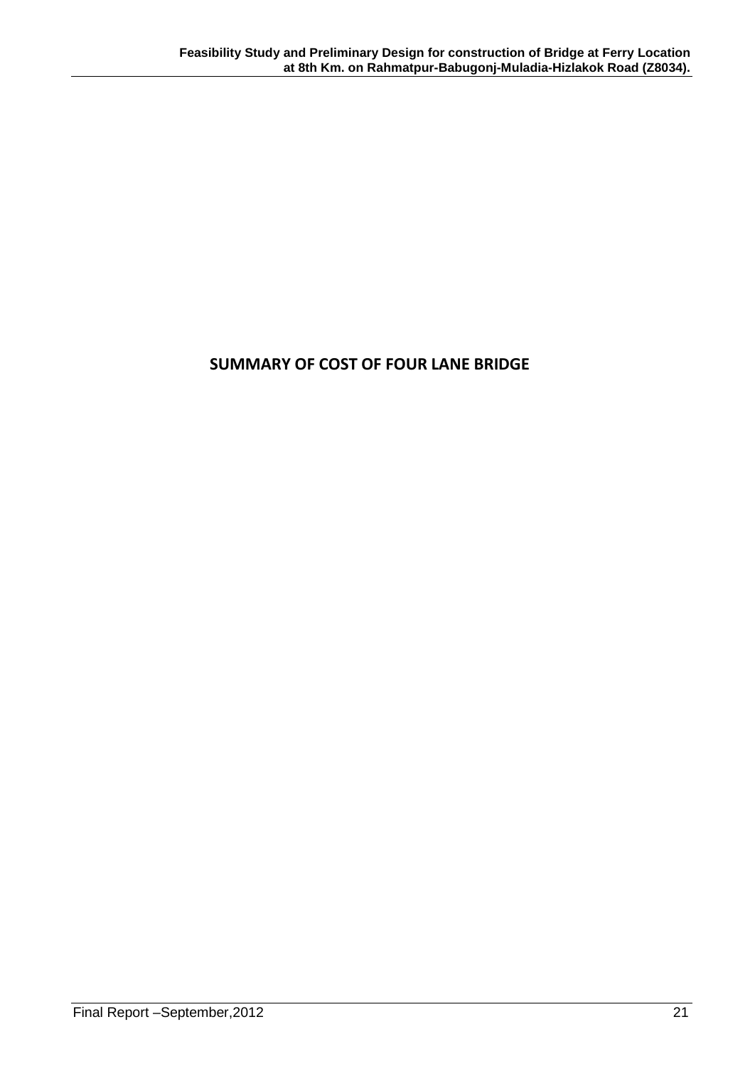## SUMMARY OF COST OF FOUR LANE BRIDGE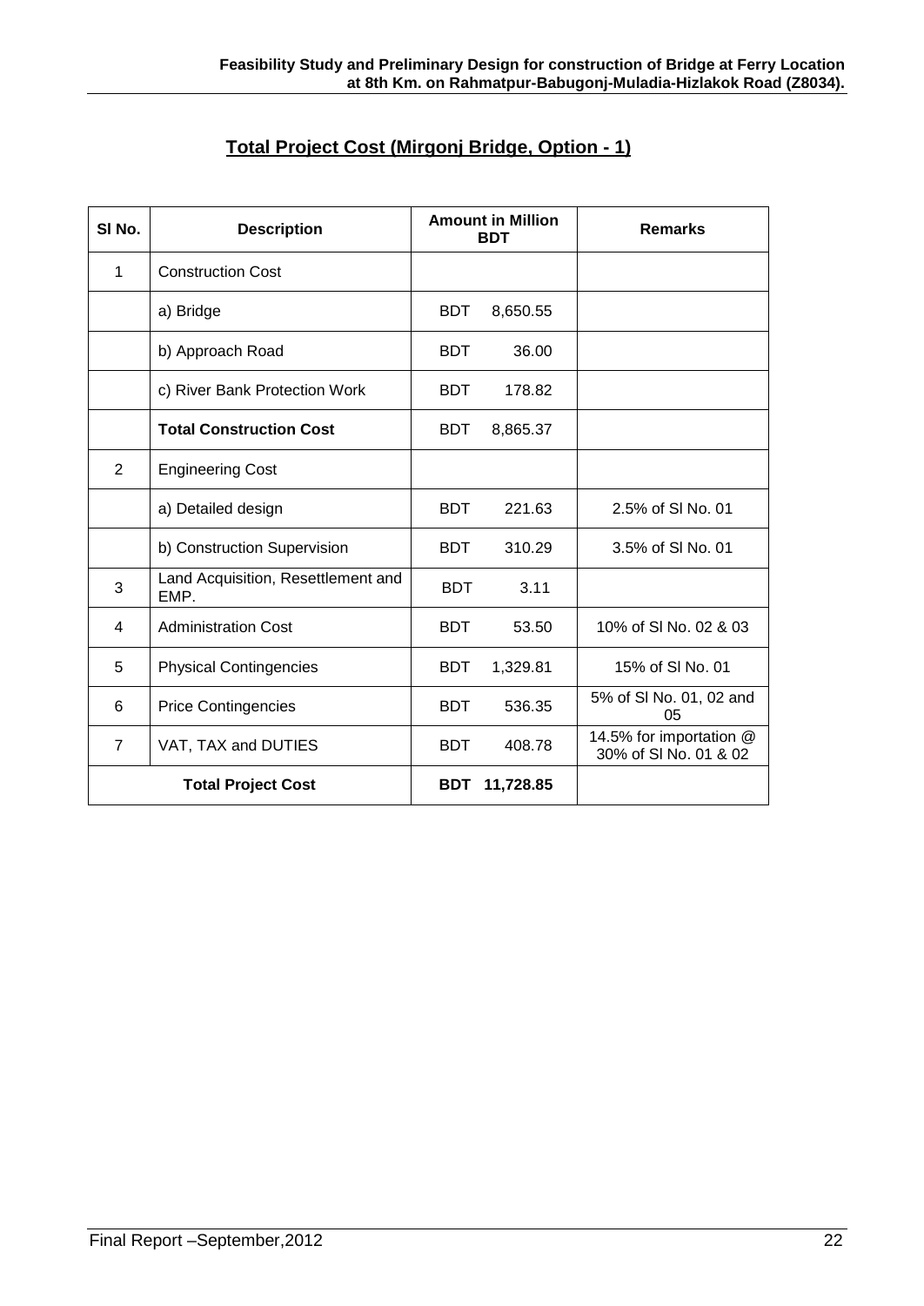## Total Project Cost (Mirgonj Bridge, Option - 1)

| Sl No. | Description | Amount in Million BDT | Remarks |
|---|---|---|---|
| 1 | Construction Cost | | |
| | a) Bridge | BDT 8,650.55 | |
| | b) Approach Road | BDT 36.00 | |
| | c) River Bank Protection Work | BDT 178.82 | |
| | **Total Construction Cost** | BDT 8,865.37 | |
| 2 | Engineering Cost | | |
| | a) Detailed design | BDT 221.63 | 2.5% of Sl No. 01 |
| | b) Construction Supervision | BDT 310.29 | 3.5% of Sl No. 01 |
| 3 | Land Acquisition, Resettlement and EMP. | BDT 3.11 | |
| 4 | Administration Cost | BDT 53.50 | 10% of Sl No. 02 & 03 |
| 5 | Physical Contingencies | BDT 1,329.81 | 15% of Sl No. 01 |
| 6 | Price Contingencies | BDT 536.35 | 5% of Sl No. 01, 02 and 05 |
| 7 | VAT, TAX and DUTIES | BDT 408.78 | 14.5% for importation @ 30% of Sl No. 01 & 02 |
| **Total Project Cost** | | **BDT 11,728.85** | |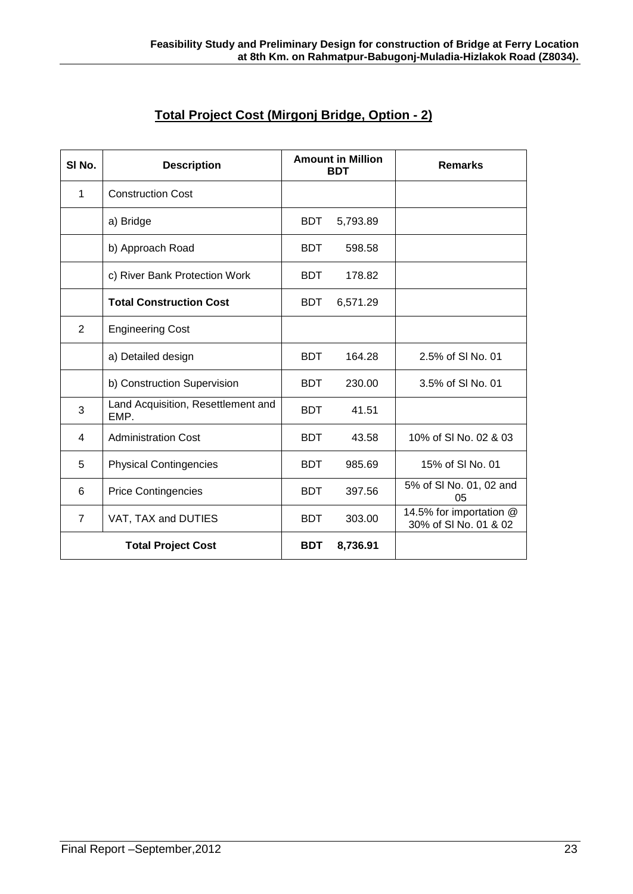## **Total Project Cost (Mirgonj Bridge, Option - 2)**

| Sl No. | Description | Amount in Million BDT | Remarks |
|---|---|---|---|
| 1 | Construction Cost | | |
| | a) Bridge | BDT 5,793.89 | |
| | b) Approach Road | BDT 598.58 | |
| | c) River Bank Protection Work | BDT 178.82 | |
| | **Total Construction Cost** | BDT 6,571.29 | |
| 2 | Engineering Cost | | |
| | a) Detailed design | BDT 164.28 | 2.5% of Sl No. 01 |
| | b) Construction Supervision | BDT 230.00 | 3.5% of Sl No. 01 |
| 3 | Land Acquisition, Resettlement and EMP. | BDT 41.51 | |
| 4 | Administration Cost | BDT 43.58 | 10% of Sl No. 02 & 03 |
| 5 | Physical Contingencies | BDT 985.69 | 15% of Sl No. 01 |
| 6 | Price Contingencies | BDT 397.56 | 5% of Sl No. 01, 02 and 05 |
| 7 | VAT, TAX and DUTIES | BDT 303.00 | 14.5% for importation @ 30% of Sl No. 01 & 02 |
| **Total Project Cost** | | **BDT 8,736.91** | |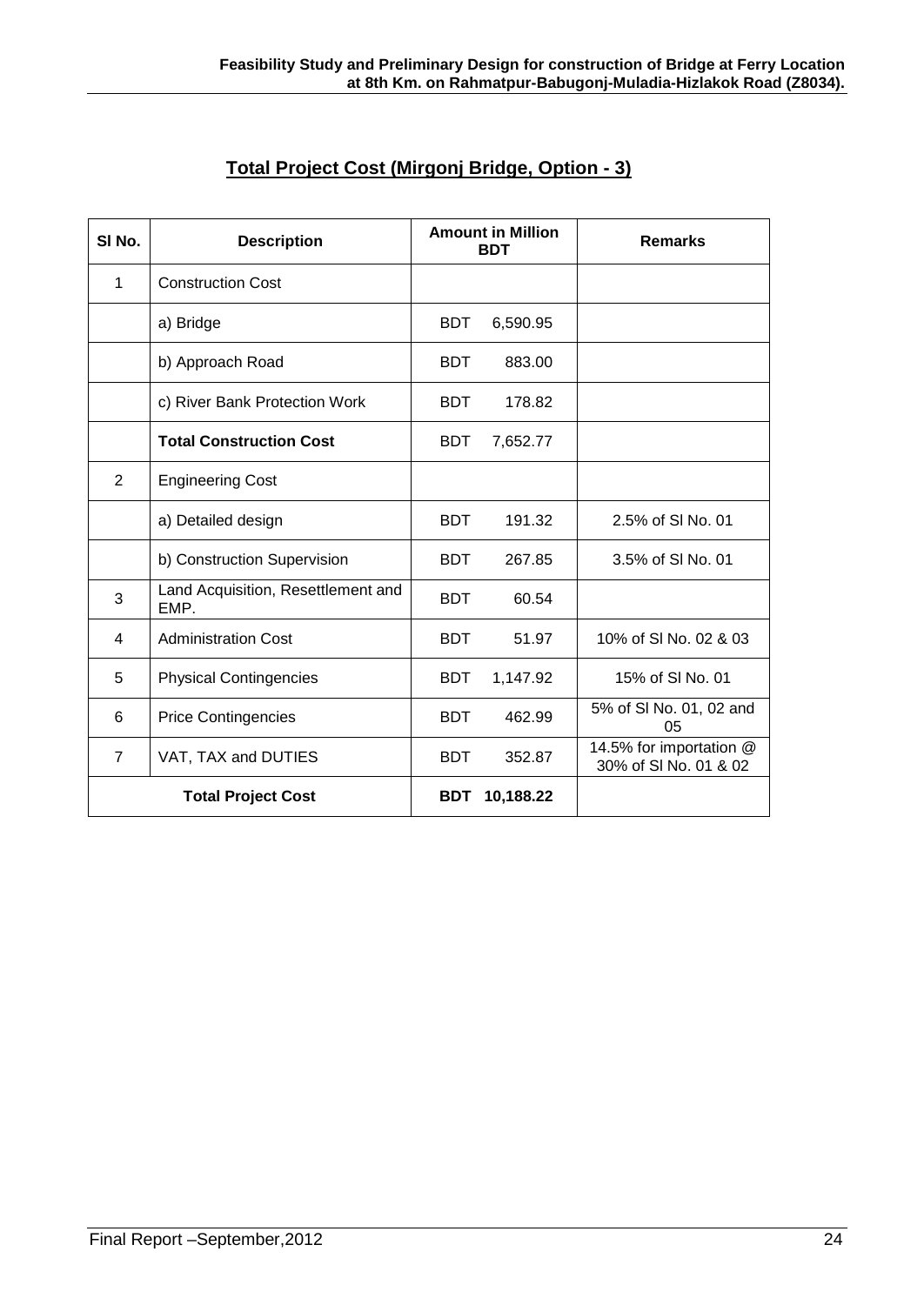## Total Project Cost (Mirgonj Bridge, Option - 3)

| Sl No. | Description | Amount in Million BDT | Remarks |
|---|---|---|---|
| 1 | Construction Cost | | |
| | a) Bridge | BDT 6,590.95 | |
| | b) Approach Road | BDT 883.00 | |
| | c) River Bank Protection Work | BDT 178.82 | |
| | **Total Construction Cost** | BDT 7,652.77 | |
| 2 | Engineering Cost | | |
| | a) Detailed design | BDT 191.32 | 2.5% of Sl No. 01 |
| | b) Construction Supervision | BDT 267.85 | 3.5% of Sl No. 01 |
| 3 | Land Acquisition, Resettlement and EMP. | BDT 60.54 | |
| 4 | Administration Cost | BDT 51.97 | 10% of Sl No. 02 & 03 |
| 5 | Physical Contingencies | BDT 1,147.92 | 15% of Sl No. 01 |
| 6 | Price Contingencies | BDT 462.99 | 5% of Sl No. 01, 02 and 05 |
| 7 | VAT, TAX and DUTIES | BDT 352.87 | 14.5% for importation @ 30% of Sl No. 01 & 02 |
| **Total Project Cost** | | **BDT 10,188.22** | |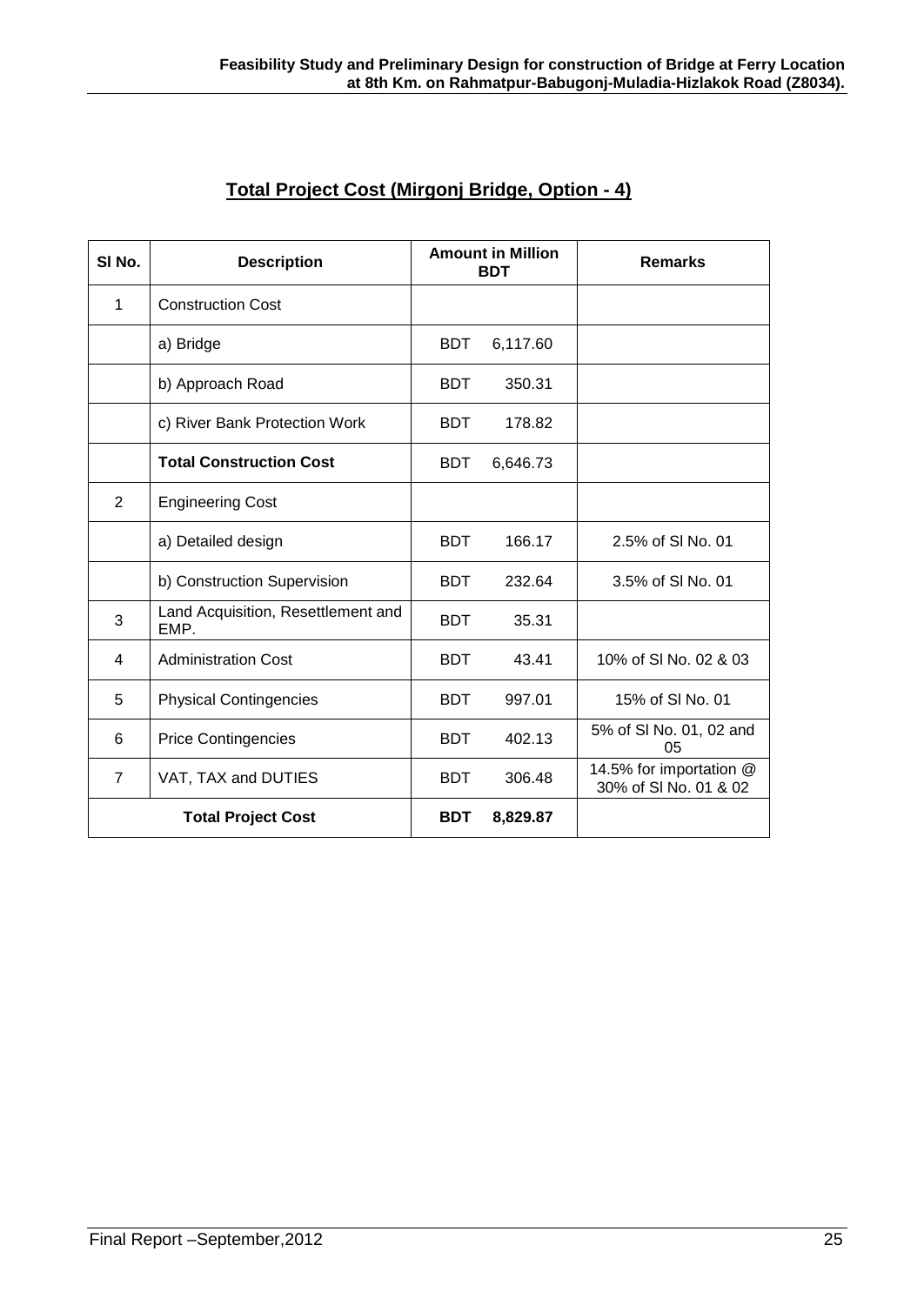## Total Project Cost (Mirgonj Bridge, Option - 4)

| Sl No. | Description | Amount in Million BDT | Remarks |
|---|---|---|---|
| 1 | Construction Cost | | |
| | a) Bridge | BDT 6,117.60 | |
| | b) Approach Road | BDT 350.31 | |
| | c) River Bank Protection Work | BDT 178.82 | |
| | **Total Construction Cost** | BDT 6,646.73 | |
| 2 | Engineering Cost | | |
| | a) Detailed design | BDT 166.17 | 2.5% of Sl No. 01 |
| | b) Construction Supervision | BDT 232.64 | 3.5% of Sl No. 01 |
| 3 | Land Acquisition, Resettlement and EMP. | BDT 35.31 | |
| 4 | Administration Cost | BDT 43.41 | 10% of Sl No. 02 & 03 |
| 5 | Physical Contingencies | BDT 997.01 | 15% of Sl No. 01 |
| 6 | Price Contingencies | BDT 402.13 | 5% of Sl No. 01, 02 and 05 |
| 7 | VAT, TAX and DUTIES | BDT 306.48 | 14.5% for importation @ 30% of Sl No. 01 & 02 |
| **Total Project Cost** | | **BDT 8,829.87** | |